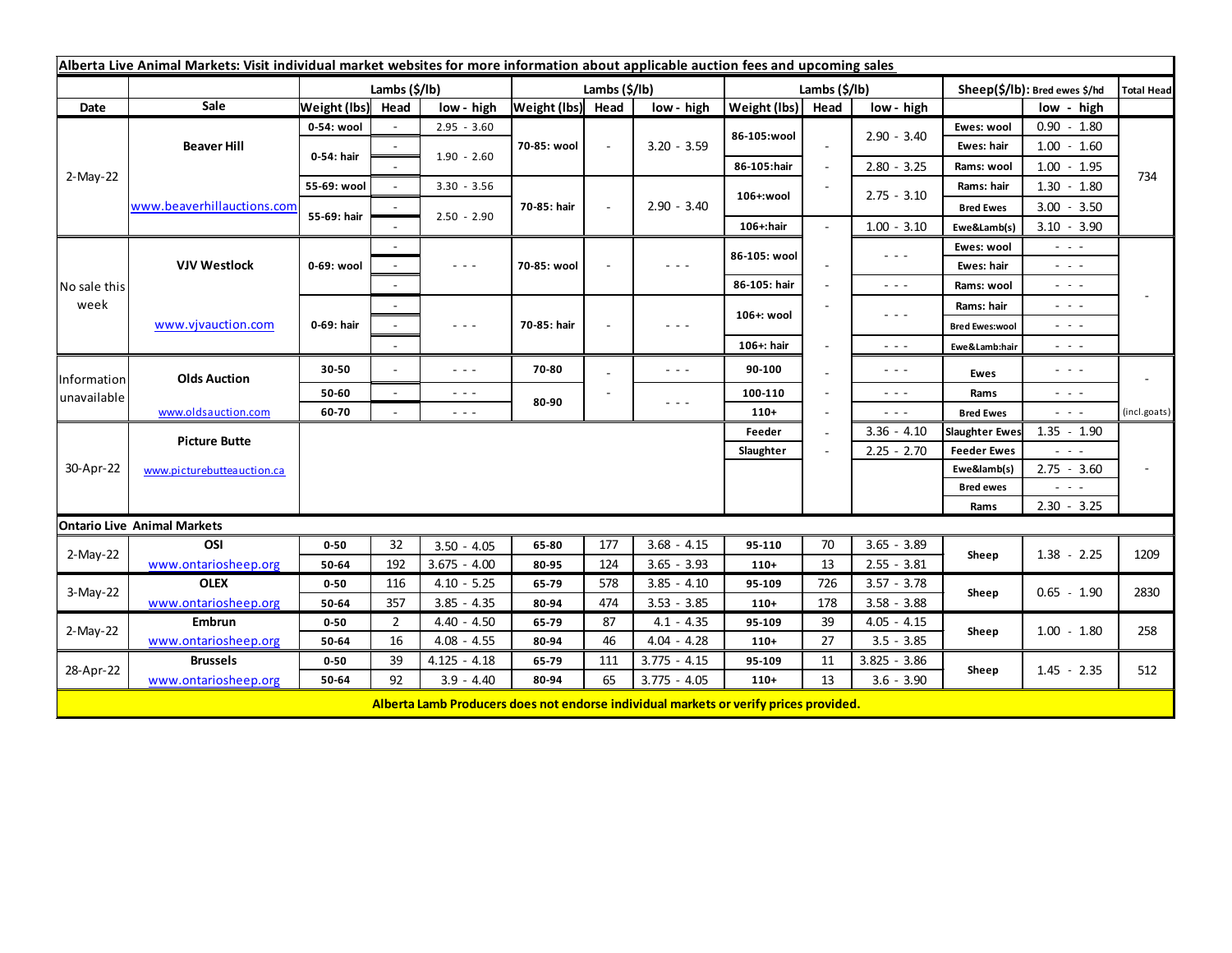**Alberta Live Animal Markets: Visit individual market websites for more information about applicable auction fees and upcoming sales**

| | | Lambs ($/lb) | | | Lambs ($/lb) | | | Lambs ($/lb) | | | Sheep($/lb): Bred ewes $/hd | | Total Head |
|---|---|---|---|---|---|---|---|---|---|---|---|---|---|
| Date | Sale | Weight (lbs) | Head | low - high | Weight (lbs) | Head | low - high | Weight (lbs) | Head | low - high | | low - high | |
| 2-May-22 | Beaver Hill | 0-54: wool | - | 2.95 - 3.60 | 70-85: wool | - | 3.20 - 3.59 | 86-105:wool | - | 2.90 - 3.40 | Ewes: wool | 0.90 - 1.80 | 734 |
| | | 0-54: hair | - | 1.90 - 2.60 | | | | | | | Ewes: hair | 1.00 - 1.60 | |
| | | | - | | | | | 86-105:hair | - | 2.80 - 3.25 | Rams: wool | 1.00 - 1.95 | |
| | | 55-69: wool | - | 3.30 - 3.56 | 70-85: hair | - | 2.90 - 3.40 | 106+:wool | - | 2.75 - 3.10 | Rams: hair | 1.30 - 1.80 | |
| | www.beaverhillauctions.com | 55-69: hair | - | 2.50 - 2.90 | | | | | | | Bred Ewes | 3.00 - 3.50 | |
| | | | - | | | | | 106+:hair | - | 1.00 - 3.10 | Ewe&Lamb(s) | 3.10 - 3.90 | |
| No sale this week | VJV Westlock | 0-69: wool | - | - - - | 70-85: wool | - | - - - | 86-105: wool | - | - - - | Ewes: wool | - - - | - |
| | | | - | | | | | | | | Ewes: hair | - - - | |
| | | | - | | | | | 86-105: hair | - | - - - | Rams: wool | - - - | |
| | | 0-69: hair | - | - - - | 70-85: hair | - | - - - | 106+: wool | - | - - - | Rams: hair | - - - | |
| | www.vjvauction.com | | - | | | | | | | | Bred Ewes:wool | - - - | |
| | | | - | | | | | 106+: hair | - | - - - | Ewe&Lamb:hair | - - - | |
| Information unavailable | Olds Auction | 30-50 | - | - - - | 70-80 | - | - - - | 90-100 | - | - - - | Ewes | - - - | - |
| | | 50-60 | - | - - - | 80-90 | - | - - - | 100-110 | - | - - - | Rams | - - - | |
| | www.oldsauction.com | 60-70 | - | - - - | | | | 110+ | - | - - - | Bred Ewes | - - - | (incl.goats) |
| 30-Apr-22 | Picture Butte | | | | | | | Feeder | - | 3.36 - 4.10 | Slaughter Ewes | 1.35 - 1.90 | - |
| | | | | | | | | Slaughter | - | 2.25 - 2.70 | Feeder Ewes | - - - | |
| | www.picturebutteauction.ca | | | | | | | | | | Ewe&lamb(s) | 2.75 - 3.60 | |
| | | | | | | | | | | | Bred ewes | - - - | |
| | | | | | | | | | | | Rams | 2.30 - 3.25 | |
| **Ontario Live Animal Markets** | | | | | | | | | | | | | |
| 2-May-22 | OSI | 0-50 | 32 | 3.50 - 4.05 | 65-80 | 177 | 3.68 - 4.15 | 95-110 | 70 | 3.65 - 3.89 | Sheep | 1.38 - 2.25 | 1209 |
| | www.ontariosheep.org | 50-64 | 192 | 3.675 - 4.00 | 80-95 | 124 | 3.65 - 3.93 | 110+ | 13 | 2.55 - 3.81 | | | |
| 3-May-22 | OLEX | 0-50 | 116 | 4.10 - 5.25 | 65-79 | 578 | 3.85 - 4.10 | 95-109 | 726 | 3.57 - 3.78 | Sheep | 0.65 - 1.90 | 2830 |
| | www.ontariosheep.org | 50-64 | 357 | 3.85 - 4.35 | 80-94 | 474 | 3.53 - 3.85 | 110+ | 178 | 3.58 - 3.88 | | | |
| 2-May-22 | Embrun | 0-50 | 2 | 4.40 - 4.50 | 65-79 | 87 | 4.1 - 4.35 | 95-109 | 39 | 4.05 - 4.15 | Sheep | 1.00 - 1.80 | 258 |
| | www.ontariosheep.org | 50-64 | 16 | 4.08 - 4.55 | 80-94 | 46 | 4.04 - 4.28 | 110+ | 27 | 3.5 - 3.85 | | | |
| 28-Apr-22 | Brussels | 0-50 | 39 | 4.125 - 4.18 | 65-79 | 111 | 3.775 - 4.15 | 95-109 | 11 | 3.825 - 3.86 | Sheep | 1.45 - 2.35 | 512 |
| | www.ontariosheep.org | 50-64 | 92 | 3.9 - 4.40 | 80-94 | 65 | 3.775 - 4.05 | 110+ | 13 | 3.6 - 3.90 | | | |

**Alberta Lamb Producers does not endorse individual markets or verify prices provided.**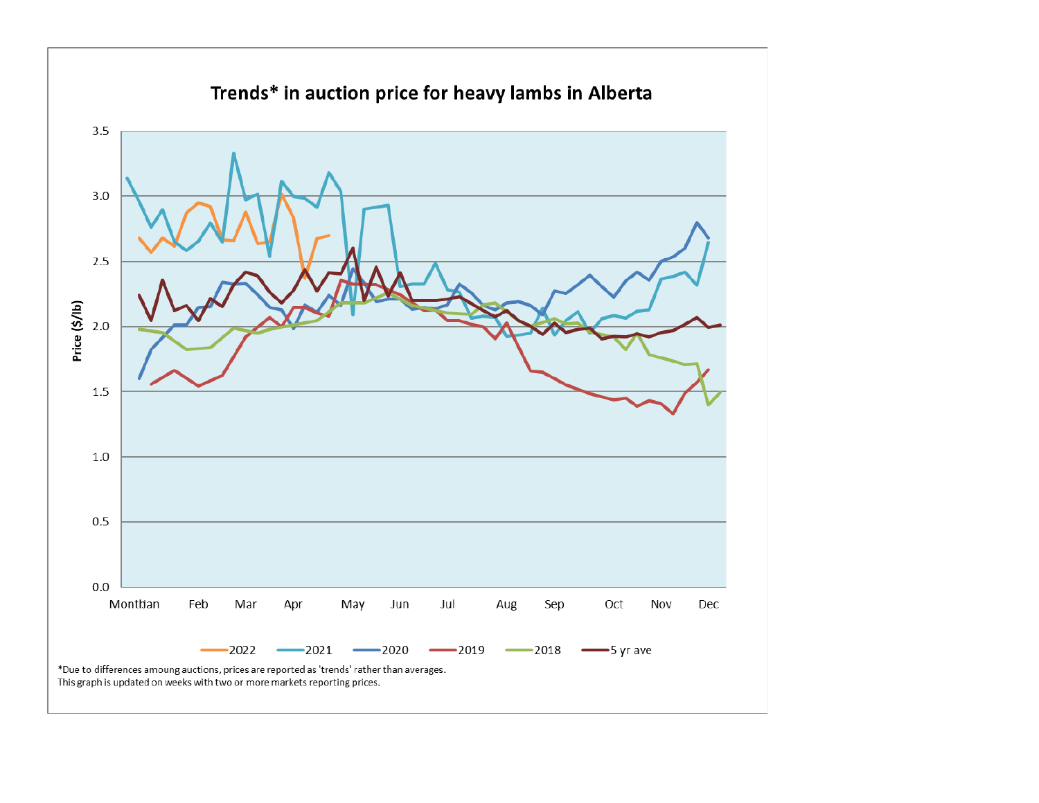## Trends* in auction price for heavy lambs in Alberta

Price ($/lb)

3.5
3.0
2.5
2.0
1.5
1.0
0.5
0.0

Month Jan Feb Mar Apr May Jun Jul Aug Sep Oct Nov Dec

2022 2021 2020 2019 2018 5 yr ave

*Due to differences amoung auctions, prices are reported as 'trends' rather than averages.
This graph is updated on weeks with two or more markets reporting prices.